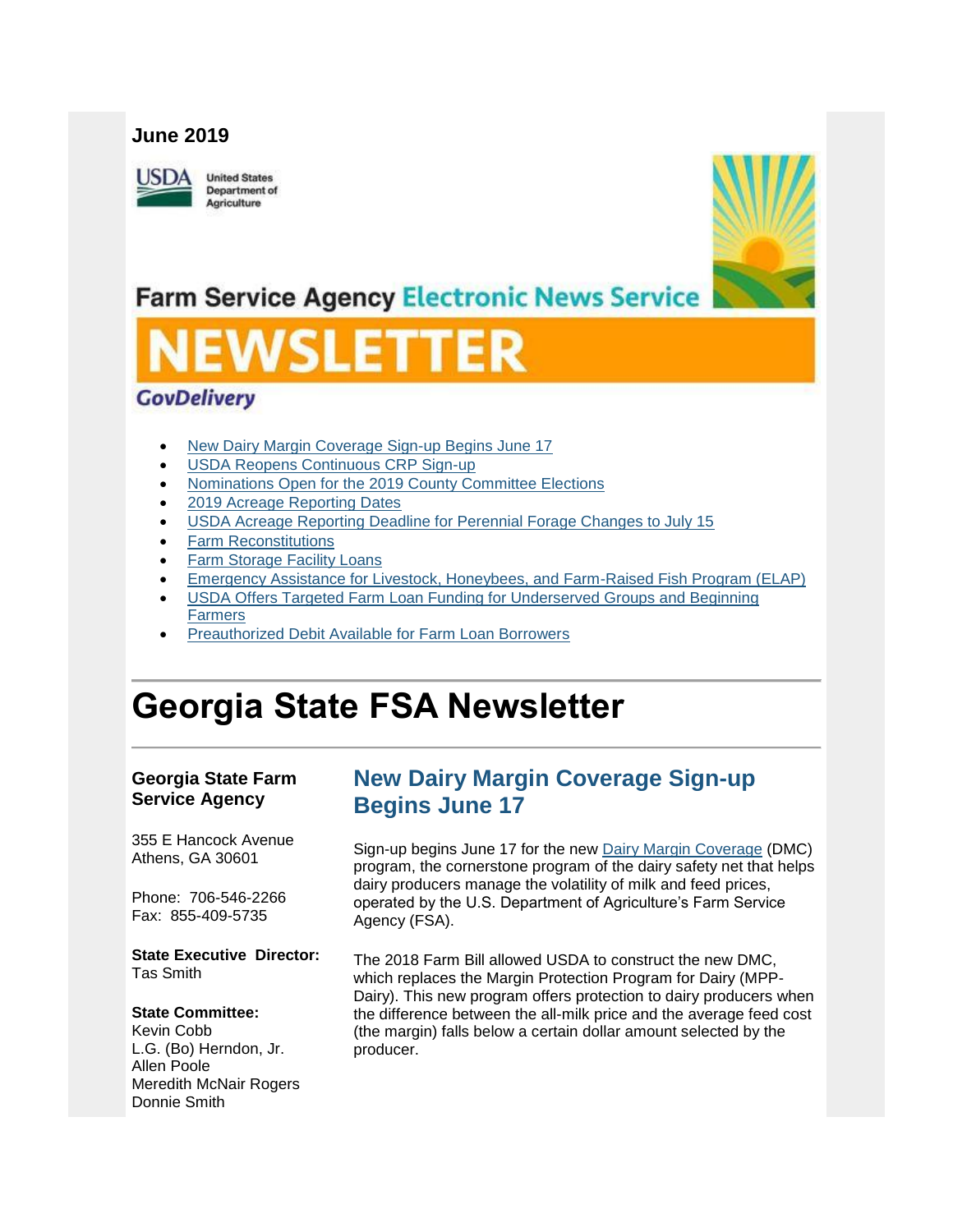**June 2019**

United States Department of Agriculture

Farm Service Agency Electronic News Service

# NEWSLETTER

GovDelivery

- New Dairy Margin Coverage Sign-up Begins June 17
- USDA Reopens Continuous CRP Sign-up
- Nominations Open for the 2019 County Committee Elections
- 2019 Acreage Reporting Dates
- USDA Acreage Reporting Deadline for Perennial Forage Changes to July 15
- Farm Reconstitutions
- Farm Storage Facility Loans
- Emergency Assistance for Livestock, Honeybees, and Farm-Raised Fish Program (ELAP)
- USDA Offers Targeted Farm Loan Funding for Underserved Groups and Beginning Farmers
- Preauthorized Debit Available for Farm Loan Borrowers

# Georgia State FSA Newsletter

**Georgia State Farm Service Agency**

355 E Hancock Avenue
Athens, GA 30601

Phone: 706-546-2266
Fax: 855-409-5735

**State Executive Director:**
Tas Smith

**State Committee:**
Kevin Cobb
L.G. (Bo) Herndon, Jr.
Allen Poole
Meredith McNair Rogers
Donnie Smith

## New Dairy Margin Coverage Sign-up Begins June 17

Sign-up begins June 17 for the new Dairy Margin Coverage (DMC) program, the cornerstone program of the dairy safety net that helps dairy producers manage the volatility of milk and feed prices, operated by the U.S. Department of Agriculture's Farm Service Agency (FSA).

The 2018 Farm Bill allowed USDA to construct the new DMC, which replaces the Margin Protection Program for Dairy (MPP-Dairy). This new program offers protection to dairy producers when the difference between the all-milk price and the average feed cost (the margin) falls below a certain dollar amount selected by the producer.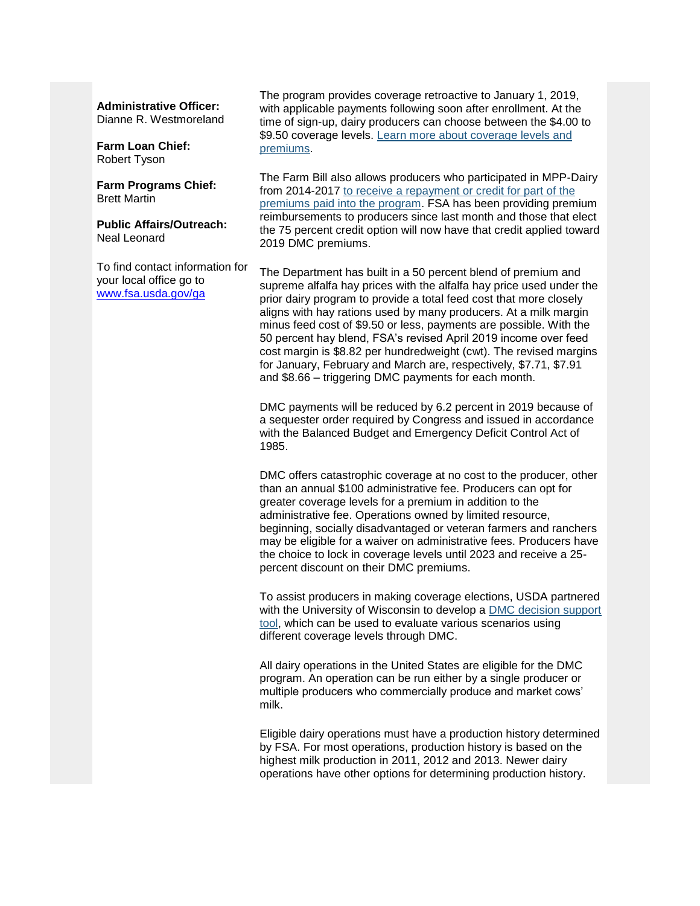**Administrative Officer:**
Dianne R. Westmoreland

**Farm Loan Chief:**
Robert Tyson

**Farm Programs Chief:**
Brett Martin

**Public Affairs/Outreach:**
Neal Leonard

To find contact information for your local office go to www.fsa.usda.gov/ga

The program provides coverage retroactive to January 1, 2019, with applicable payments following soon after enrollment. At the time of sign-up, dairy producers can choose between the $4.00 to $9.50 coverage levels. Learn more about coverage levels and premiums.

The Farm Bill also allows producers who participated in MPP-Dairy from 2014-2017 to receive a repayment or credit for part of the premiums paid into the program. FSA has been providing premium reimbursements to producers since last month and those that elect the 75 percent credit option will now have that credit applied toward 2019 DMC premiums.

The Department has built in a 50 percent blend of premium and supreme alfalfa hay prices with the alfalfa hay price used under the prior dairy program to provide a total feed cost that more closely aligns with hay rations used by many producers. At a milk margin minus feed cost of $9.50 or less, payments are possible. With the 50 percent hay blend, FSA's revised April 2019 income over feed cost margin is $8.82 per hundredweight (cwt). The revised margins for January, February and March are, respectively, $7.71, $7.91 and $8.66 – triggering DMC payments for each month.

DMC payments will be reduced by 6.2 percent in 2019 because of a sequester order required by Congress and issued in accordance with the Balanced Budget and Emergency Deficit Control Act of 1985.

DMC offers catastrophic coverage at no cost to the producer, other than an annual $100 administrative fee. Producers can opt for greater coverage levels for a premium in addition to the administrative fee. Operations owned by limited resource, beginning, socially disadvantaged or veteran farmers and ranchers may be eligible for a waiver on administrative fees. Producers have the choice to lock in coverage levels until 2023 and receive a 25-percent discount on their DMC premiums.

To assist producers in making coverage elections, USDA partnered with the University of Wisconsin to develop a DMC decision support tool, which can be used to evaluate various scenarios using different coverage levels through DMC.

All dairy operations in the United States are eligible for the DMC program. An operation can be run either by a single producer or multiple producers who commercially produce and market cows' milk.

Eligible dairy operations must have a production history determined by FSA. For most operations, production history is based on the highest milk production in 2011, 2012 and 2013. Newer dairy operations have other options for determining production history.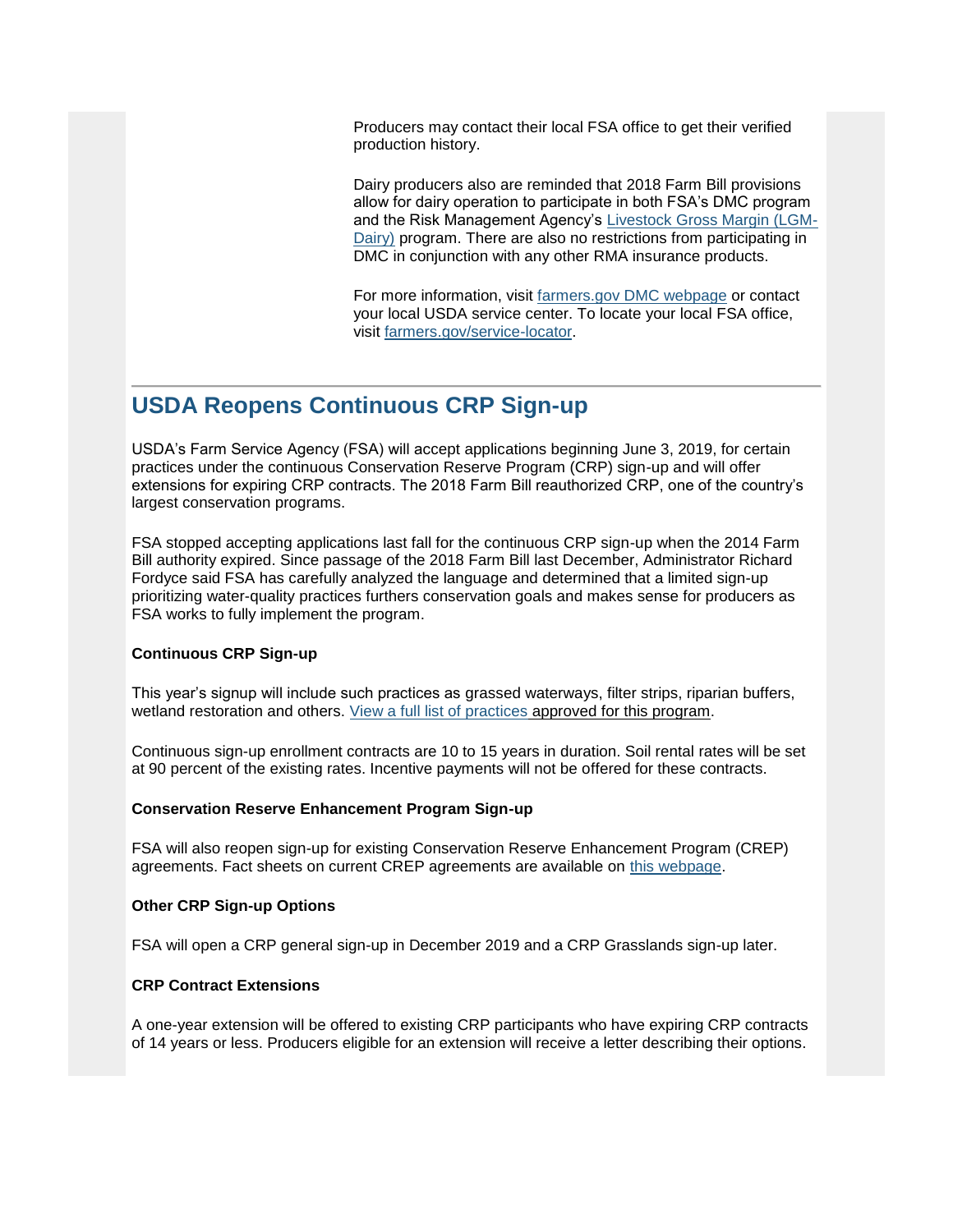Producers may contact their local FSA office to get their verified production history.

Dairy producers also are reminded that 2018 Farm Bill provisions allow for dairy operation to participate in both FSA's DMC program and the Risk Management Agency's Livestock Gross Margin (LGM-Dairy) program. There are also no restrictions from participating in DMC in conjunction with any other RMA insurance products.

For more information, visit farmers.gov DMC webpage or contact your local USDA service center. To locate your local FSA office, visit farmers.gov/service-locator.

## USDA Reopens Continuous CRP Sign-up

USDA's Farm Service Agency (FSA) will accept applications beginning June 3, 2019, for certain practices under the continuous Conservation Reserve Program (CRP) sign-up and will offer extensions for expiring CRP contracts. The 2018 Farm Bill reauthorized CRP, one of the country's largest conservation programs.

FSA stopped accepting applications last fall for the continuous CRP sign-up when the 2014 Farm Bill authority expired. Since passage of the 2018 Farm Bill last December, Administrator Richard Fordyce said FSA has carefully analyzed the language and determined that a limited sign-up prioritizing water-quality practices furthers conservation goals and makes sense for producers as FSA works to fully implement the program.

**Continuous CRP Sign-up**

This year's signup will include such practices as grassed waterways, filter strips, riparian buffers, wetland restoration and others. View a full list of practices approved for this program.

Continuous sign-up enrollment contracts are 10 to 15 years in duration. Soil rental rates will be set at 90 percent of the existing rates. Incentive payments will not be offered for these contracts.

**Conservation Reserve Enhancement Program Sign-up**

FSA will also reopen sign-up for existing Conservation Reserve Enhancement Program (CREP) agreements. Fact sheets on current CREP agreements are available on this webpage.

**Other CRP Sign-up Options**

FSA will open a CRP general sign-up in December 2019 and a CRP Grasslands sign-up later.

**CRP Contract Extensions**

A one-year extension will be offered to existing CRP participants who have expiring CRP contracts of 14 years or less. Producers eligible for an extension will receive a letter describing their options.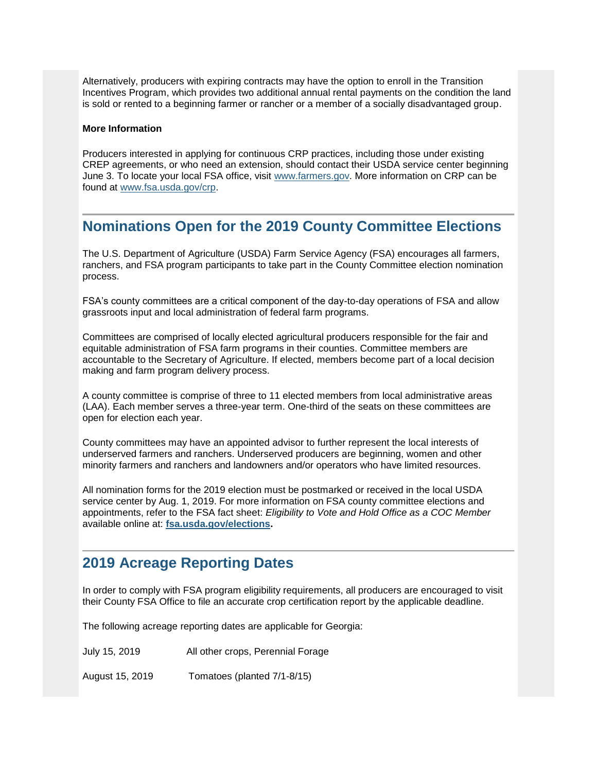Alternatively, producers with expiring contracts may have the option to enroll in the Transition Incentives Program, which provides two additional annual rental payments on the condition the land is sold or rented to a beginning farmer or rancher or a member of a socially disadvantaged group.

**More Information**

Producers interested in applying for continuous CRP practices, including those under existing CREP agreements, or who need an extension, should contact their USDA service center beginning June 3. To locate your local FSA office, visit www.farmers.gov. More information on CRP can be found at www.fsa.usda.gov/crp.

## Nominations Open for the 2019 County Committee Elections

The U.S. Department of Agriculture (USDA) Farm Service Agency (FSA) encourages all farmers, ranchers, and FSA program participants to take part in the County Committee election nomination process.

FSA's county committees are a critical component of the day-to-day operations of FSA and allow grassroots input and local administration of federal farm programs.

Committees are comprised of locally elected agricultural producers responsible for the fair and equitable administration of FSA farm programs in their counties. Committee members are accountable to the Secretary of Agriculture. If elected, members become part of a local decision making and farm program delivery process.

A county committee is comprise of three to 11 elected members from local administrative areas (LAA). Each member serves a three-year term. One-third of the seats on these committees are open for election each year.

County committees may have an appointed advisor to further represent the local interests of underserved farmers and ranchers. Underserved producers are beginning, women and other minority farmers and ranchers and landowners and/or operators who have limited resources.

All nomination forms for the 2019 election must be postmarked or received in the local USDA service center by Aug. 1, 2019. For more information on FSA county committee elections and appointments, refer to the FSA fact sheet: *Eligibility to Vote and Hold Office as a COC Member* available online at: **fsa.usda.gov/elections.**

## 2019 Acreage Reporting Dates

In order to comply with FSA program eligibility requirements, all producers are encouraged to visit their County FSA Office to file an accurate crop certification report by the applicable deadline.

The following acreage reporting dates are applicable for Georgia:

| | |
|---|---|
| July 15, 2019 | All other crops, Perennial Forage |
| August 15, 2019 | Tomatoes (planted 7/1-8/15) |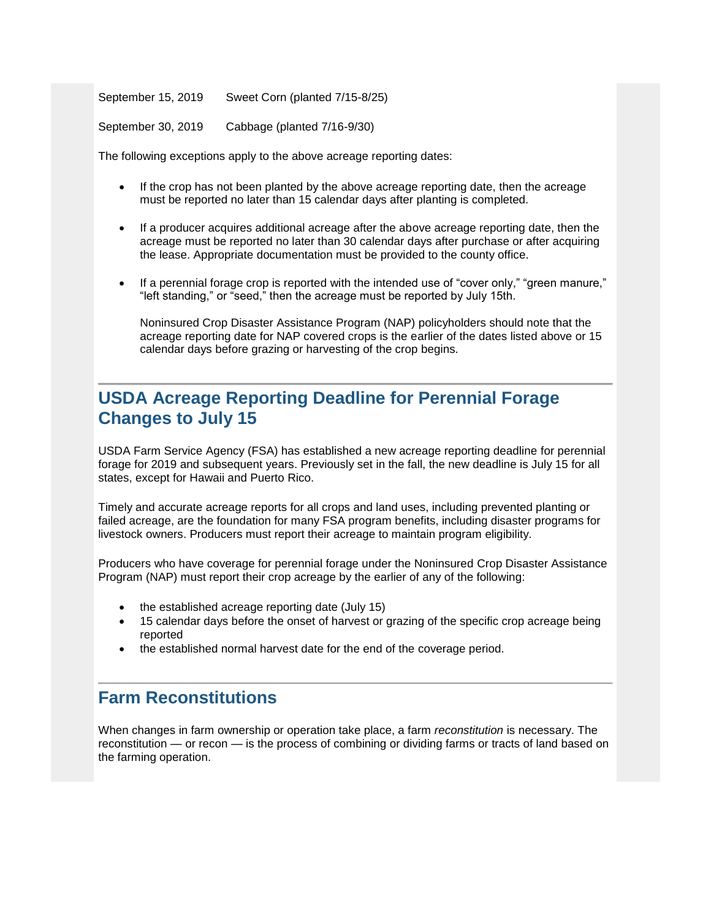September 15, 2019 Sweet Corn (planted 7/15-8/25)

September 30, 2019 Cabbage (planted 7/16-9/30)

The following exceptions apply to the above acreage reporting dates:

- If the crop has not been planted by the above acreage reporting date, then the acreage must be reported no later than 15 calendar days after planting is completed.
- If a producer acquires additional acreage after the above acreage reporting date, then the acreage must be reported no later than 30 calendar days after purchase or after acquiring the lease. Appropriate documentation must be provided to the county office.
- If a perennial forage crop is reported with the intended use of "cover only," "green manure," "left standing," or "seed," then the acreage must be reported by July 15th.

  Noninsured Crop Disaster Assistance Program (NAP) policyholders should note that the acreage reporting date for NAP covered crops is the earlier of the dates listed above or 15 calendar days before grazing or harvesting of the crop begins.

## USDA Acreage Reporting Deadline for Perennial Forage Changes to July 15

USDA Farm Service Agency (FSA) has established a new acreage reporting deadline for perennial forage for 2019 and subsequent years. Previously set in the fall, the new deadline is July 15 for all states, except for Hawaii and Puerto Rico.

Timely and accurate acreage reports for all crops and land uses, including prevented planting or failed acreage, are the foundation for many FSA program benefits, including disaster programs for livestock owners. Producers must report their acreage to maintain program eligibility.

Producers who have coverage for perennial forage under the Noninsured Crop Disaster Assistance Program (NAP) must report their crop acreage by the earlier of any of the following:

- the established acreage reporting date (July 15)
- 15 calendar days before the onset of harvest or grazing of the specific crop acreage being reported
- the established normal harvest date for the end of the coverage period.

## Farm Reconstitutions

When changes in farm ownership or operation take place, a farm *reconstitution* is necessary. The reconstitution — or recon — is the process of combining or dividing farms or tracts of land based on the farming operation.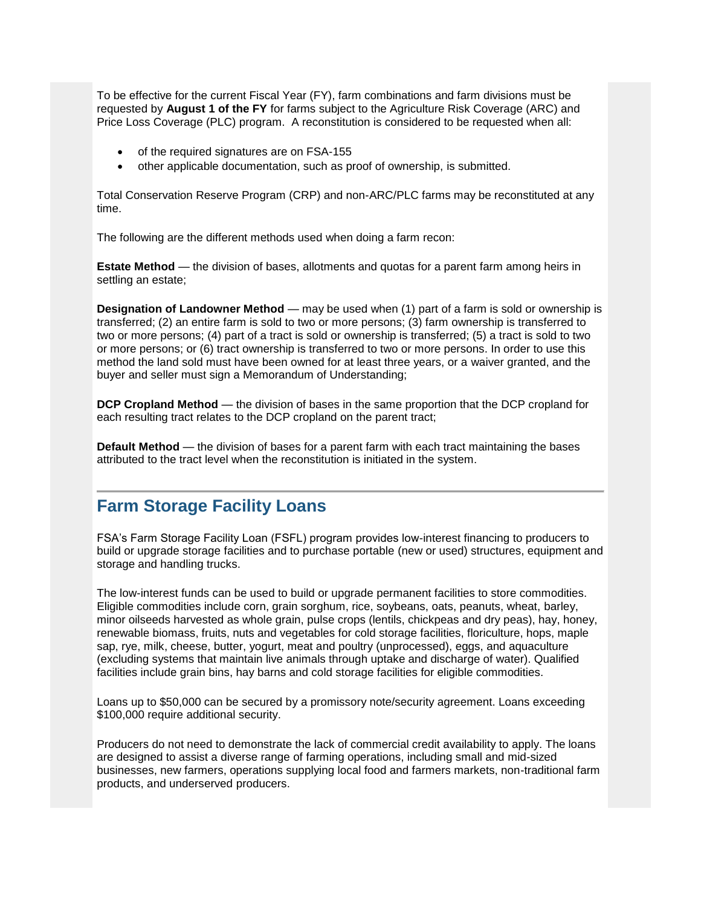To be effective for the current Fiscal Year (FY), farm combinations and farm divisions must be requested by **August 1 of the FY** for farms subject to the Agriculture Risk Coverage (ARC) and Price Loss Coverage (PLC) program. A reconstitution is considered to be requested when all:

- of the required signatures are on FSA-155
- other applicable documentation, such as proof of ownership, is submitted.

Total Conservation Reserve Program (CRP) and non-ARC/PLC farms may be reconstituted at any time.

The following are the different methods used when doing a farm recon:

**Estate Method** — the division of bases, allotments and quotas for a parent farm among heirs in settling an estate;

**Designation of Landowner Method** — may be used when (1) part of a farm is sold or ownership is transferred; (2) an entire farm is sold to two or more persons; (3) farm ownership is transferred to two or more persons; (4) part of a tract is sold or ownership is transferred; (5) a tract is sold to two or more persons; or (6) tract ownership is transferred to two or more persons. In order to use this method the land sold must have been owned for at least three years, or a waiver granted, and the buyer and seller must sign a Memorandum of Understanding;

**DCP Cropland Method** — the division of bases in the same proportion that the DCP cropland for each resulting tract relates to the DCP cropland on the parent tract;

**Default Method** — the division of bases for a parent farm with each tract maintaining the bases attributed to the tract level when the reconstitution is initiated in the system.

## Farm Storage Facility Loans

FSA's Farm Storage Facility Loan (FSFL) program provides low-interest financing to producers to build or upgrade storage facilities and to purchase portable (new or used) structures, equipment and storage and handling trucks.

The low-interest funds can be used to build or upgrade permanent facilities to store commodities. Eligible commodities include corn, grain sorghum, rice, soybeans, oats, peanuts, wheat, barley, minor oilseeds harvested as whole grain, pulse crops (lentils, chickpeas and dry peas), hay, honey, renewable biomass, fruits, nuts and vegetables for cold storage facilities, floriculture, hops, maple sap, rye, milk, cheese, butter, yogurt, meat and poultry (unprocessed), eggs, and aquaculture (excluding systems that maintain live animals through uptake and discharge of water). Qualified facilities include grain bins, hay barns and cold storage facilities for eligible commodities.

Loans up to $50,000 can be secured by a promissory note/security agreement. Loans exceeding $100,000 require additional security.

Producers do not need to demonstrate the lack of commercial credit availability to apply. The loans are designed to assist a diverse range of farming operations, including small and mid-sized businesses, new farmers, operations supplying local food and farmers markets, non-traditional farm products, and underserved producers.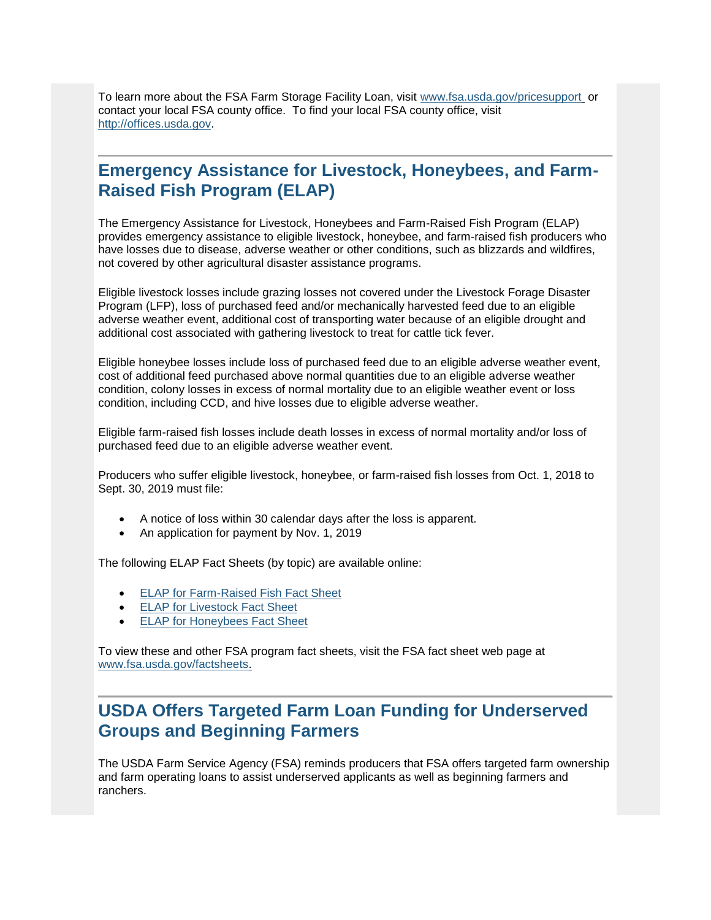To learn more about the FSA Farm Storage Facility Loan, visit [www.fsa.usda.gov/pricesupport](www.fsa.usda.gov/pricesupport) or contact your local FSA county office. To find your local FSA county office, visit [http://offices.usda.gov](http://offices.usda.gov).

## Emergency Assistance for Livestock, Honeybees, and Farm-Raised Fish Program (ELAP)

The Emergency Assistance for Livestock, Honeybees and Farm-Raised Fish Program (ELAP) provides emergency assistance to eligible livestock, honeybee, and farm-raised fish producers who have losses due to disease, adverse weather or other conditions, such as blizzards and wildfires, not covered by other agricultural disaster assistance programs.

Eligible livestock losses include grazing losses not covered under the Livestock Forage Disaster Program (LFP), loss of purchased feed and/or mechanically harvested feed due to an eligible adverse weather event, additional cost of transporting water because of an eligible drought and additional cost associated with gathering livestock to treat for cattle tick fever.

Eligible honeybee losses include loss of purchased feed due to an eligible adverse weather event, cost of additional feed purchased above normal quantities due to an eligible adverse weather condition, colony losses in excess of normal mortality due to an eligible weather event or loss condition, including CCD, and hive losses due to eligible adverse weather.

Eligible farm-raised fish losses include death losses in excess of normal mortality and/or loss of purchased feed due to an eligible adverse weather event.

Producers who suffer eligible livestock, honeybee, or farm-raised fish losses from Oct. 1, 2018 to Sept. 30, 2019 must file:

- A notice of loss within 30 calendar days after the loss is apparent.
- An application for payment by Nov. 1, 2019

The following ELAP Fact Sheets (by topic) are available online:

- ELAP for Farm-Raised Fish Fact Sheet
- ELAP for Livestock Fact Sheet
- ELAP for Honeybees Fact Sheet

To view these and other FSA program fact sheets, visit the FSA fact sheet web page at [www.fsa.usda.gov/factsheets](www.fsa.usda.gov/factsheets).

## USDA Offers Targeted Farm Loan Funding for Underserved Groups and Beginning Farmers

The USDA Farm Service Agency (FSA) reminds producers that FSA offers targeted farm ownership and farm operating loans to assist underserved applicants as well as beginning farmers and ranchers.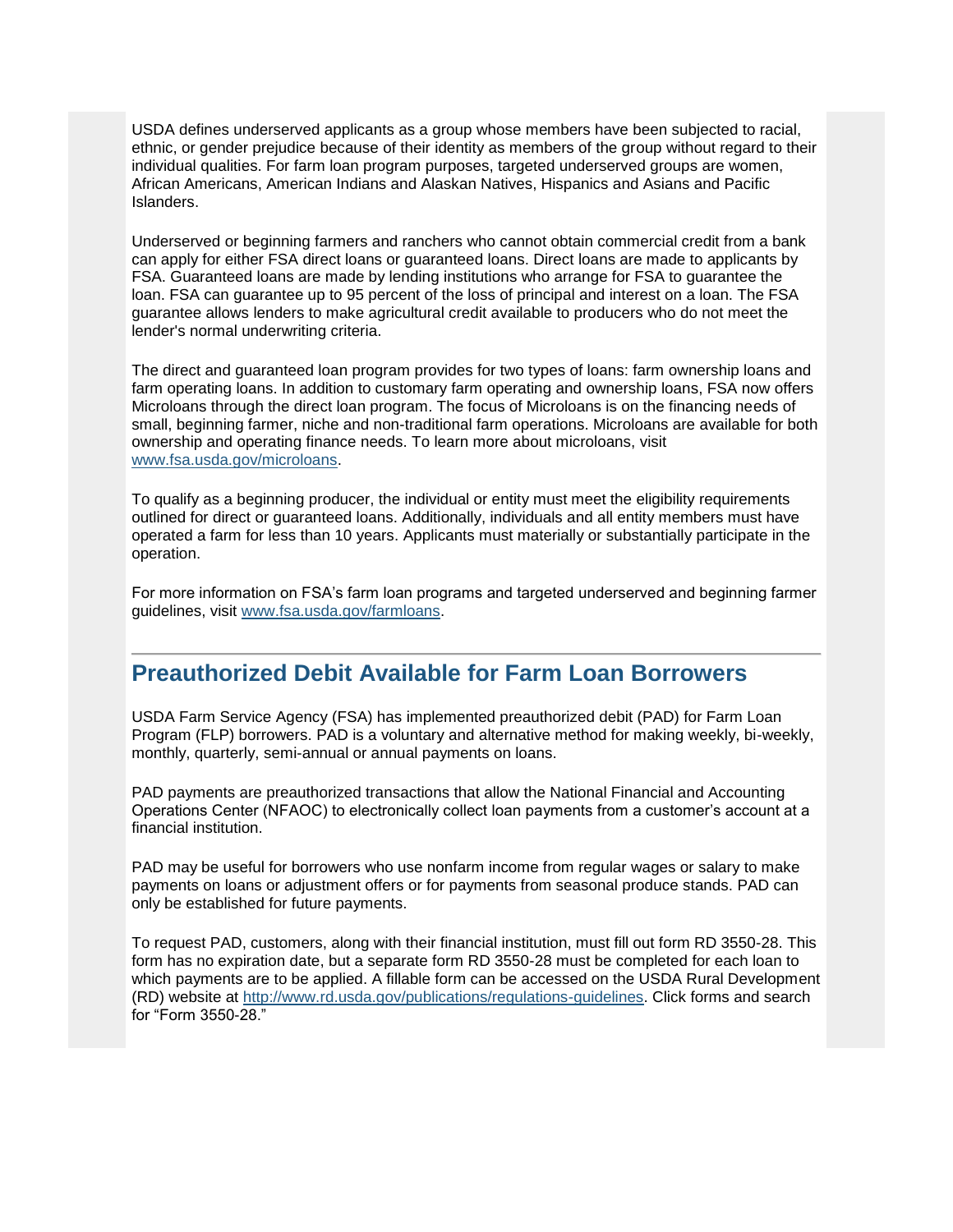USDA defines underserved applicants as a group whose members have been subjected to racial, ethnic, or gender prejudice because of their identity as members of the group without regard to their individual qualities. For farm loan program purposes, targeted underserved groups are women, African Americans, American Indians and Alaskan Natives, Hispanics and Asians and Pacific Islanders.

Underserved or beginning farmers and ranchers who cannot obtain commercial credit from a bank can apply for either FSA direct loans or guaranteed loans. Direct loans are made to applicants by FSA. Guaranteed loans are made by lending institutions who arrange for FSA to guarantee the loan. FSA can guarantee up to 95 percent of the loss of principal and interest on a loan. The FSA guarantee allows lenders to make agricultural credit available to producers who do not meet the lender's normal underwriting criteria.

The direct and guaranteed loan program provides for two types of loans: farm ownership loans and farm operating loans. In addition to customary farm operating and ownership loans, FSA now offers Microloans through the direct loan program. The focus of Microloans is on the financing needs of small, beginning farmer, niche and non-traditional farm operations. Microloans are available for both ownership and operating finance needs. To learn more about microloans, visit [www.fsa.usda.gov/microloans](www.fsa.usda.gov/microloans).

To qualify as a beginning producer, the individual or entity must meet the eligibility requirements outlined for direct or guaranteed loans. Additionally, individuals and all entity members must have operated a farm for less than 10 years. Applicants must materially or substantially participate in the operation.

For more information on FSA's farm loan programs and targeted underserved and beginning farmer guidelines, visit [www.fsa.usda.gov/farmloans](www.fsa.usda.gov/farmloans).

---

## Preauthorized Debit Available for Farm Loan Borrowers

USDA Farm Service Agency (FSA) has implemented preauthorized debit (PAD) for Farm Loan Program (FLP) borrowers. PAD is a voluntary and alternative method for making weekly, bi-weekly, monthly, quarterly, semi-annual or annual payments on loans.

PAD payments are preauthorized transactions that allow the National Financial and Accounting Operations Center (NFAOC) to electronically collect loan payments from a customer's account at a financial institution.

PAD may be useful for borrowers who use nonfarm income from regular wages or salary to make payments on loans or adjustment offers or for payments from seasonal produce stands. PAD can only be established for future payments.

To request PAD, customers, along with their financial institution, must fill out form RD 3550-28. This form has no expiration date, but a separate form RD 3550-28 must be completed for each loan to which payments are to be applied. A fillable form can be accessed on the USDA Rural Development (RD) website at [http://www.rd.usda.gov/publications/regulations-guidelines](http://www.rd.usda.gov/publications/regulations-guidelines). Click forms and search for "Form 3550-28."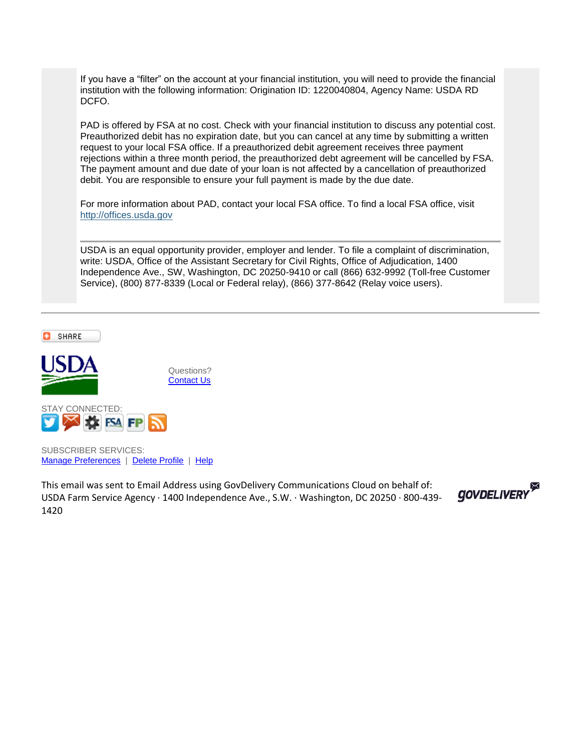If you have a “filter” on the account at your financial institution, you will need to provide the financial institution with the following information: Origination ID: 1220040804, Agency Name: USDA RD DCFO.

PAD is offered by FSA at no cost. Check with your financial institution to discuss any potential cost. Preauthorized debit has no expiration date, but you can cancel at any time by submitting a written request to your local FSA office. If a preauthorized debit agreement receives three payment rejections within a three month period, the preauthorized debt agreement will be cancelled by FSA. The payment amount and due date of your loan is not affected by a cancellation of preauthorized debit. You are responsible to ensure your full payment is made by the due date.

For more information about PAD, contact your local FSA office. To find a local FSA office, visit http://offices.usda.gov

---

USDA is an equal opportunity provider, employer and lender. To file a complaint of discrimination, write: USDA, Office of the Assistant Secretary for Civil Rights, Office of Adjudication, 1400 Independence Ave., SW, Washington, DC 20250-9410 or call (866) 632-9992 (Toll-free Customer Service), (800) 877-8339 (Local or Federal relay), (866) 377-8642 (Relay voice users).

---

SHARE

USDA

Questions?
Contact Us

STAY CONNECTED:

SUBSCRIBER SERVICES:
Manage Preferences | Delete Profile | Help

This email was sent to Email Address using GovDelivery Communications Cloud on behalf of: USDA Farm Service Agency · 1400 Independence Ave., S.W. · Washington, DC 20250 · 800-439-1420

GOVDELIVERY